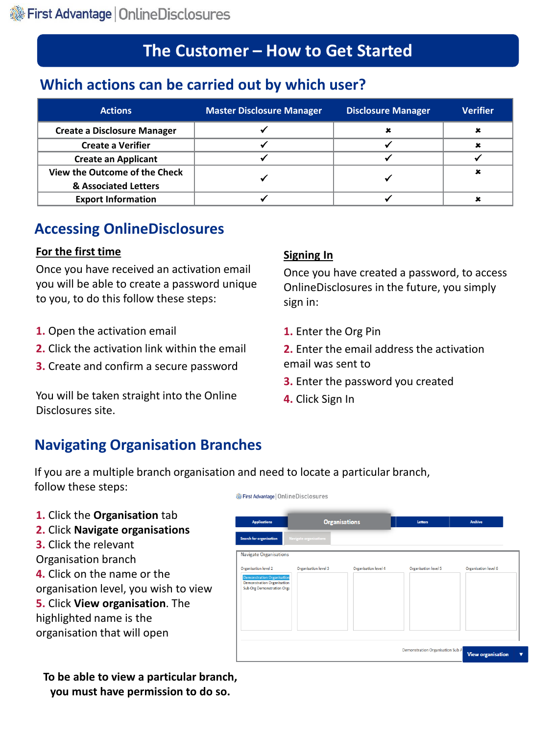# The Customer – How to Get Started

## Which actions can be carried out by which user?

| Actions | Master Disclosure Manager | Disclosure Manager | Verifier |
|---|---|---|---|
| Create a Disclosure Manager | ✓ | ✗ | ✗ |
| Create a Verifier | ✓ | ✓ | ✗ |
| Create an Applicant | ✓ | ✓ | ✓ |
| View the Outcome of the Check & Associated Letters | ✓ | ✓ | ✗ |
| Export Information | ✓ | ✓ | ✗ |

## Accessing OnlineDisclosures

### For the first time

Once you have received an activation email you will be able to create a password unique to you, to do this follow these steps:

1. Open the activation email
2. Click the activation link within the email
3. Create and confirm a secure password

You will be taken straight into the Online Disclosures site.

### Signing In

Once you have created a password, to access OnlineDisclosures in the future, you simply sign in:

1. Enter the Org Pin
2. Enter the email address the activation email was sent to
3. Enter the password you created
4. Click Sign In

## Navigating Organisation Branches

If you are a multiple branch organisation and need to locate a particular branch, follow these steps:

1. Click the **Organisation** tab
2. Click **Navigate organisations**
3. Click the relevant Organisation branch
4. Click on the name or the organisation level, you wish to view
5. Click **View organisation**. The highlighted name is the organisation that will open

**To be able to view a particular branch, you must have permission to do so.**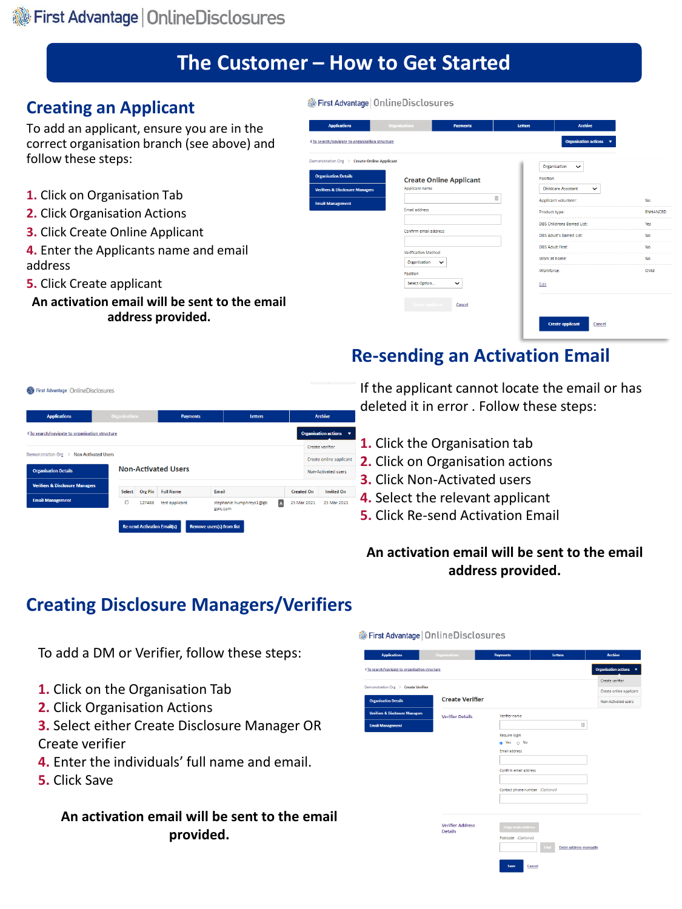# The Customer – How to Get Started

## Creating an Applicant

To add an applicant, ensure you are in the correct organisation branch (see above) and follow these steps:

1. Click on Organisation Tab
2. Click Organisation Actions
3. Click Create Online Applicant
4. Enter the Applicants name and email address
5. Click Create applicant

**An activation email will be sent to the email address provided.**

## Re-sending an Activation Email

If the applicant cannot locate the email or has deleted it in error . Follow these steps:

1. Click the Organisation tab
2. Click on Organisation actions
3. Click Non-Activated users
4. Select the relevant applicant
5. Click Re-send Activation Email

**An activation email will be sent to the email address provided.**

## Creating Disclosure Managers/Verifiers

To add a DM or Verifier, follow these steps:

1. Click on the Organisation Tab
2. Click Organisation Actions
3. Select either Create Disclosure Manager OR Create verifier
4. Enter the individuals' full name and email.
5. Click Save

**An activation email will be sent to the email provided.**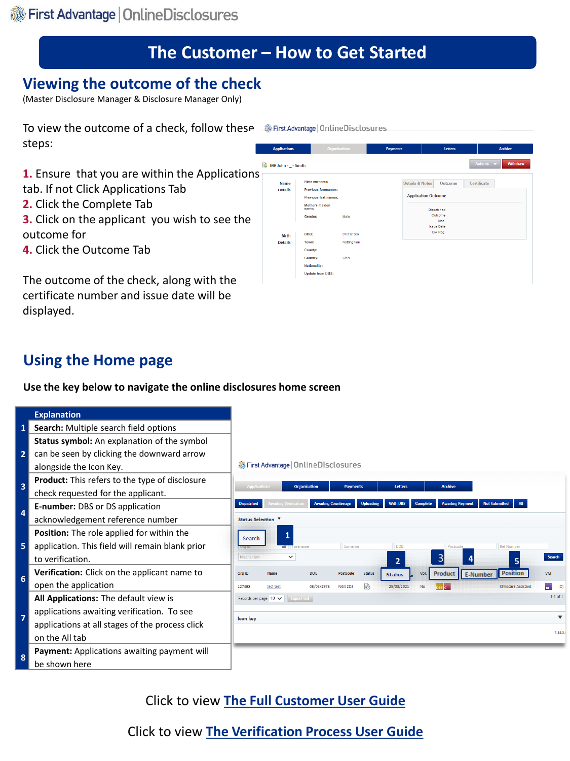First Advantage | OnlineDisclosures

# The Customer – How to Get Started

## Viewing the outcome of the check

(Master Disclosure Manager & Disclosure Manager Only)

To view the outcome of a check, follow these steps:

**1.** Ensure that you are within the Applications tab. If not Click Applications Tab
**2.** Click the Complete Tab
**3.** Click on the applicant you wish to see the outcome for
**4.** Click the Outcome Tab

The outcome of the check, along with the certificate number and issue date will be displayed.

## Using the Home page

**Use the key below to navigate the online disclosures home screen**

| | Explanation |
|---|---|
| 1 | **Search:** Multiple search field options |
| 2 | **Status symbol:** An explanation of the symbol can be seen by clicking the downward arrow alongside the Icon Key. |
| 3 | **Product:** This refers to the type of disclosure check requested for the applicant. |
| 4 | **E-number:** DBS or DS application acknowledgement reference number |
| 5 | **Position:** The role applied for within the application. This field will remain blank prior to verification. |
| 6 | **Verification:** Click on the applicant name to open the application |
| 7 | **All Applications:** The default view is applications awaiting verification. To see applications at all stages of the process click on the All tab |
| 8 | **Payment:** Applications awaiting payment will be shown here |

Click to view **The Full Customer User Guide**

Click to view **The Verification Process User Guide**